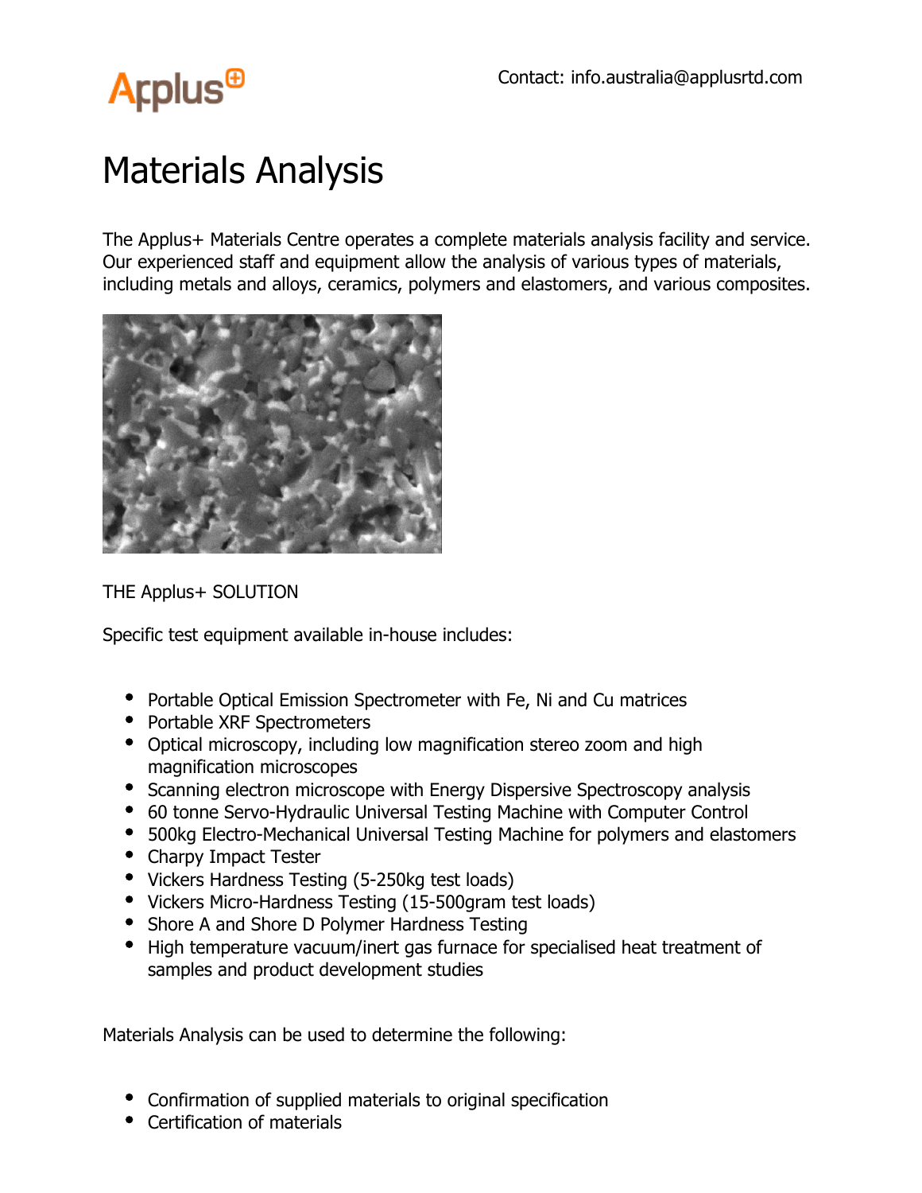Applus+

Contact: info.australia@applusrtd.com

# Materials Analysis

The Applus+ Materials Centre operates a complete materials analysis facility and service. Our experienced staff and equipment allow the analysis of various types of materials, including metals and alloys, ceramics, polymers and elastomers, and various composites.

THE Applus+ SOLUTION

Specific test equipment available in-house includes:

- Portable Optical Emission Spectrometer with Fe, Ni and Cu matrices
- Portable XRF Spectrometers
- Optical microscopy, including low magnification stereo zoom and high magnification microscopes
- Scanning electron microscope with Energy Dispersive Spectroscopy analysis
- 60 tonne Servo-Hydraulic Universal Testing Machine with Computer Control
- 500kg Electro-Mechanical Universal Testing Machine for polymers and elastomers
- Charpy Impact Tester
- Vickers Hardness Testing (5-250kg test loads)
- Vickers Micro-Hardness Testing (15-500gram test loads)
- Shore A and Shore D Polymer Hardness Testing
- High temperature vacuum/inert gas furnace for specialised heat treatment of samples and product development studies

Materials Analysis can be used to determine the following:

- Confirmation of supplied materials to original specification
- Certification of materials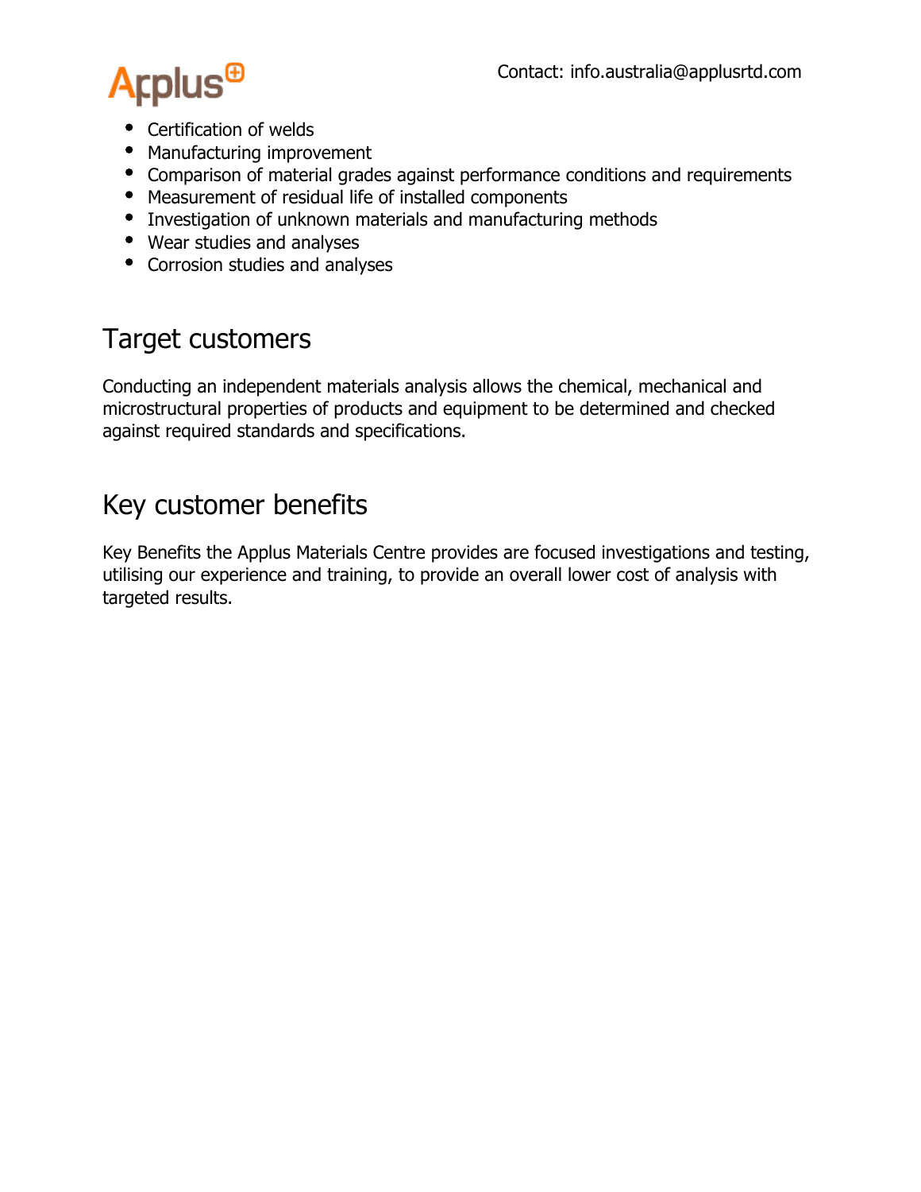- Certification of welds
- Manufacturing improvement
- Comparison of material grades against performance conditions and requirements
- Measurement of residual life of installed components
- Investigation of unknown materials and manufacturing methods
- Wear studies and analyses
- Corrosion studies and analyses

## Target customers

Conducting an independent materials analysis allows the chemical, mechanical and microstructural properties of products and equipment to be determined and checked against required standards and specifications.

## Key customer benefits

Key Benefits the Applus Materials Centre provides are focused investigations and testing, utilising our experience and training, to provide an overall lower cost of analysis with targeted results.